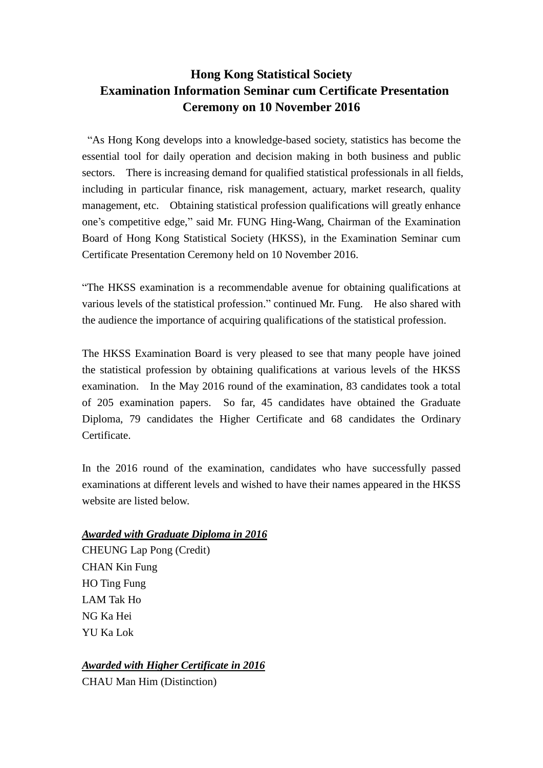# Hong Kong Statistical Society
# Examination Information Seminar cum Certificate Presentation Ceremony on 10 November 2016

"As Hong Kong develops into a knowledge-based society, statistics has become the essential tool for daily operation and decision making in both business and public sectors. There is increasing demand for qualified statistical professionals in all fields, including in particular finance, risk management, actuary, market research, quality management, etc. Obtaining statistical profession qualifications will greatly enhance one's competitive edge," said Mr. FUNG Hing-Wang, Chairman of the Examination Board of Hong Kong Statistical Society (HKSS), in the Examination Seminar cum Certificate Presentation Ceremony held on 10 November 2016.

"The HKSS examination is a recommendable avenue for obtaining qualifications at various levels of the statistical profession." continued Mr. Fung. He also shared with the audience the importance of acquiring qualifications of the statistical profession.

The HKSS Examination Board is very pleased to see that many people have joined the statistical profession by obtaining qualifications at various levels of the HKSS examination. In the May 2016 round of the examination, 83 candidates took a total of 205 examination papers. So far, 45 candidates have obtained the Graduate Diploma, 79 candidates the Higher Certificate and 68 candidates the Ordinary Certificate.

In the 2016 round of the examination, candidates who have successfully passed examinations at different levels and wished to have their names appeared in the HKSS website are listed below.

***Awarded with Graduate Diploma in 2016***

CHEUNG Lap Pong (Credit)  
CHAN Kin Fung  
HO Ting Fung  
LAM Tak Ho  
NG Ka Hei  
YU Ka Lok

***Awarded with Higher Certificate in 2016***

CHAU Man Him (Distinction)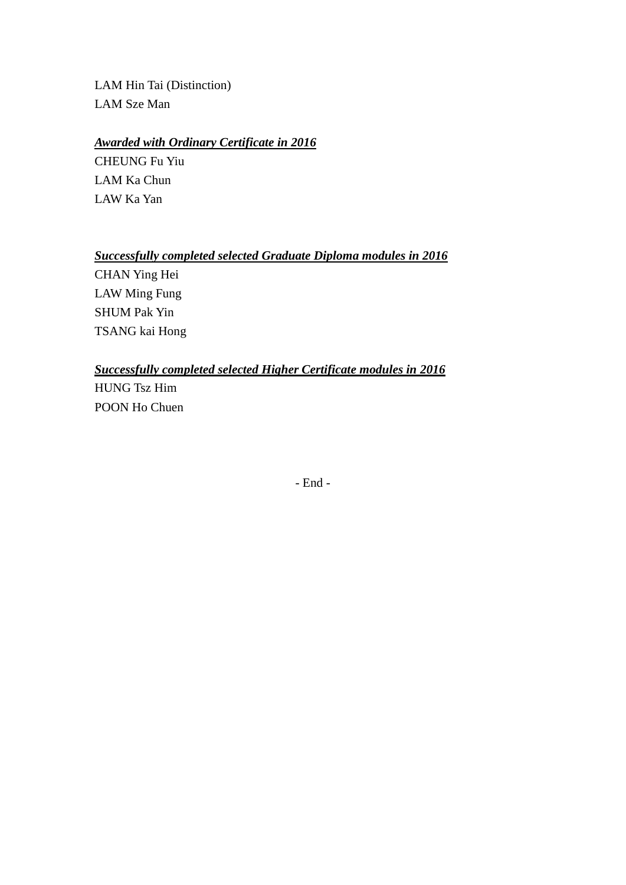LAM Hin Tai (Distinction)
LAM Sze Man

***Awarded with Ordinary Certificate in 2016***

CHEUNG Fu Yiu
LAM Ka Chun
LAW Ka Yan

***Successfully completed selected Graduate Diploma modules in 2016***

CHAN Ying Hei
LAW Ming Fung
SHUM Pak Yin
TSANG kai Hong

***Successfully completed selected Higher Certificate modules in 2016***

HUNG Tsz Him
POON Ho Chuen

- End -